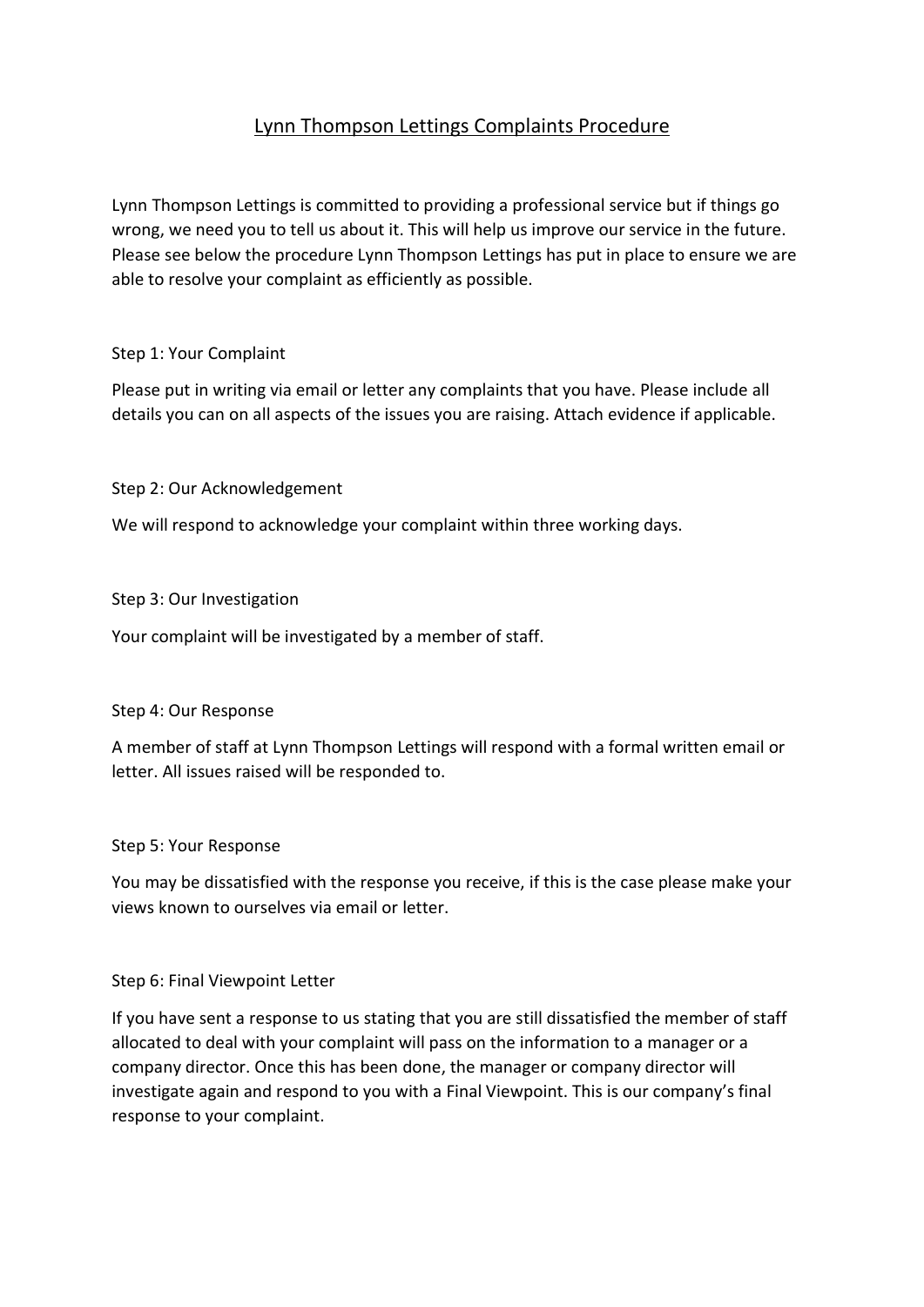# Lynn Thompson Lettings Complaints Procedure

Lynn Thompson Lettings is committed to providing a professional service but if things go wrong, we need you to tell us about it. This will help us improve our service in the future. Please see below the procedure Lynn Thompson Lettings has put in place to ensure we are able to resolve your complaint as efficiently as possible.

## Step 1: Your Complaint

Please put in writing via email or letter any complaints that you have. Please include all details you can on all aspects of the issues you are raising. Attach evidence if applicable.

## Step 2: Our Acknowledgement

We will respond to acknowledge your complaint within three working days.

## Step 3: Our Investigation

Your complaint will be investigated by a member of staff.

## Step 4: Our Response

A member of staff at Lynn Thompson Lettings will respond with a formal written email or letter. All issues raised will be responded to.

## Step 5: Your Response

You may be dissatisfied with the response you receive, if this is the case please make your views known to ourselves via email or letter.

## Step 6: Final Viewpoint Letter

If you have sent a response to us stating that you are still dissatisfied the member of staff allocated to deal with your complaint will pass on the information to a manager or a company director. Once this has been done, the manager or company director will investigate again and respond to you with a Final Viewpoint. This is our company's final response to your complaint.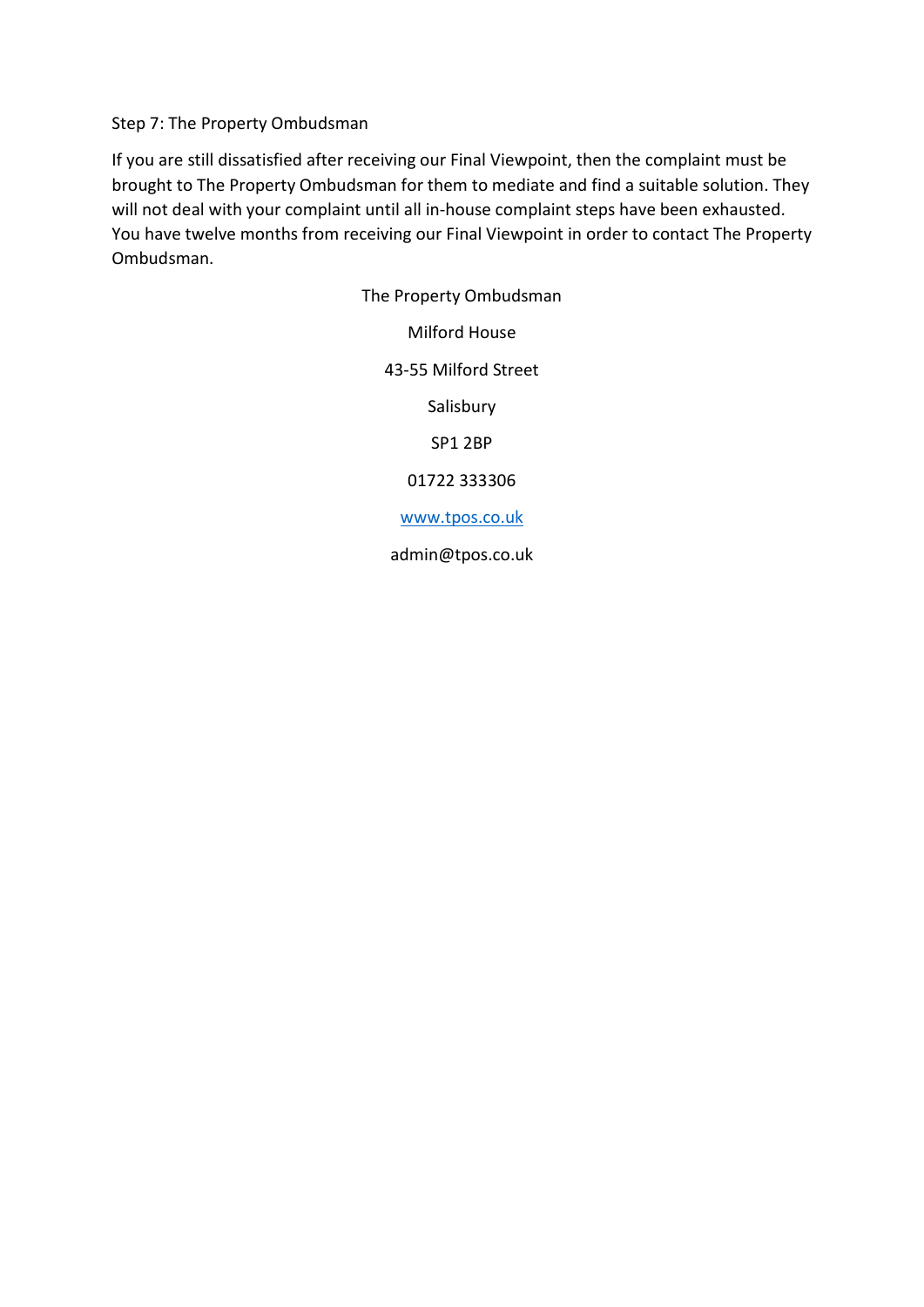Step 7: The Property Ombudsman

If you are still dissatisfied after receiving our Final Viewpoint, then the complaint must be brought to The Property Ombudsman for them to mediate and find a suitable solution. They will not deal with your complaint until all in-house complaint steps have been exhausted. You have twelve months from receiving our Final Viewpoint in order to contact The Property Ombudsman.

The Property Ombudsman

Milford House

43-55 Milford Street

Salisbury

SP1 2BP

01722 333306

www.tpos.co.uk

admin@tpos.co.uk